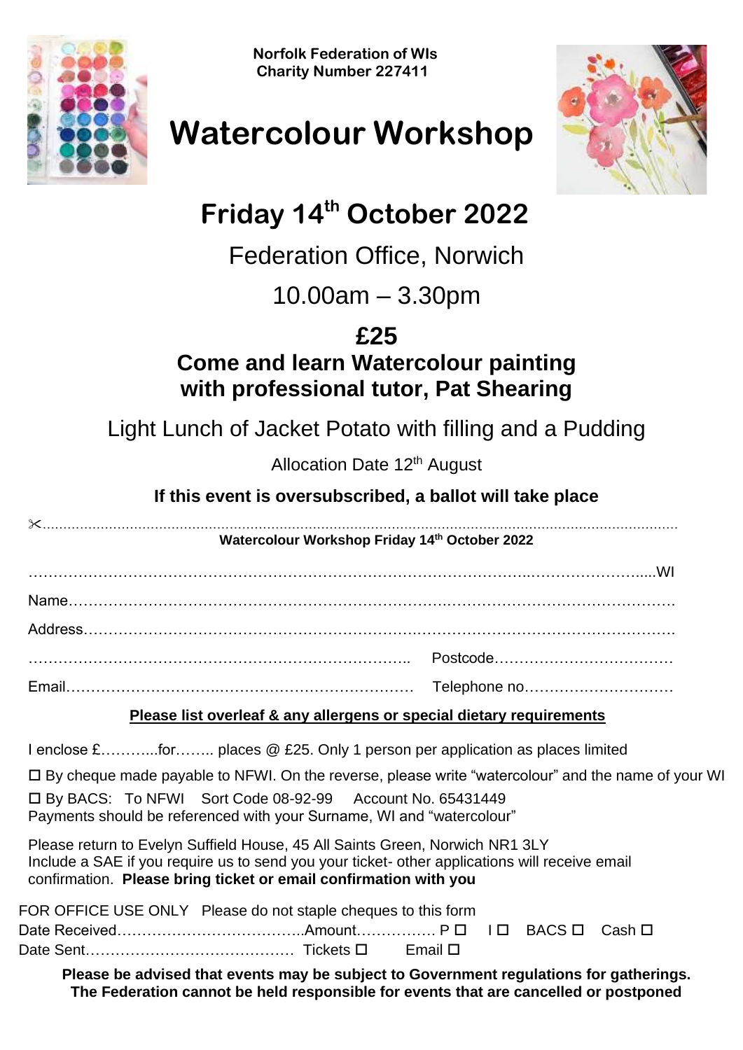**Norfolk Federation of WIs**
**Charity Number 227411**

# Watercolour Workshop

## Friday 14th October 2022

Federation Office, Norwich

10.00am – 3.30pm

## £25

### Come and learn Watercolour painting with professional tutor, Pat Shearing

Light Lunch of Jacket Potato with filling and a Pudding

Allocation Date 12th August

**If this event is oversubscribed, a ballot will take place**

✂.......................................................................................................................................................

**Watercolour Workshop Friday 14th October 2022**

……………………………………………………………………………………………………………………....WI

Name……………………………………………………………………………………………………………….

Address…………………………………………………………………………………………………………….

……………………………………………………………….. Postcode………………………………

Email…………………………………………………………… Telephone no…………………………

**Please list overleaf & any allergens or special dietary requirements**

I enclose £………...for…….. places @ £25. Only 1 person per application as places limited

☐ By cheque made payable to NFWI. On the reverse, please write "watercolour" and the name of your WI

☐ By BACS: To NFWI Sort Code 08-92-99 Account No. 65431449
Payments should be referenced with your Surname, WI and "watercolour"

Please return to Evelyn Suffield House, 45 All Saints Green, Norwich NR1 3LY
Include a SAE if you require us to send you your ticket- other applications will receive email confirmation. **Please bring ticket or email confirmation with you**

FOR OFFICE USE ONLY Please do not staple cheques to this form
Date Received………………………………..Amount……………. P ☐ I ☐ BACS ☐ Cash ☐
Date Sent…………………………………… Tickets ☐ Email ☐

**Please be advised that events may be subject to Government regulations for gatherings. The Federation cannot be held responsible for events that are cancelled or postponed**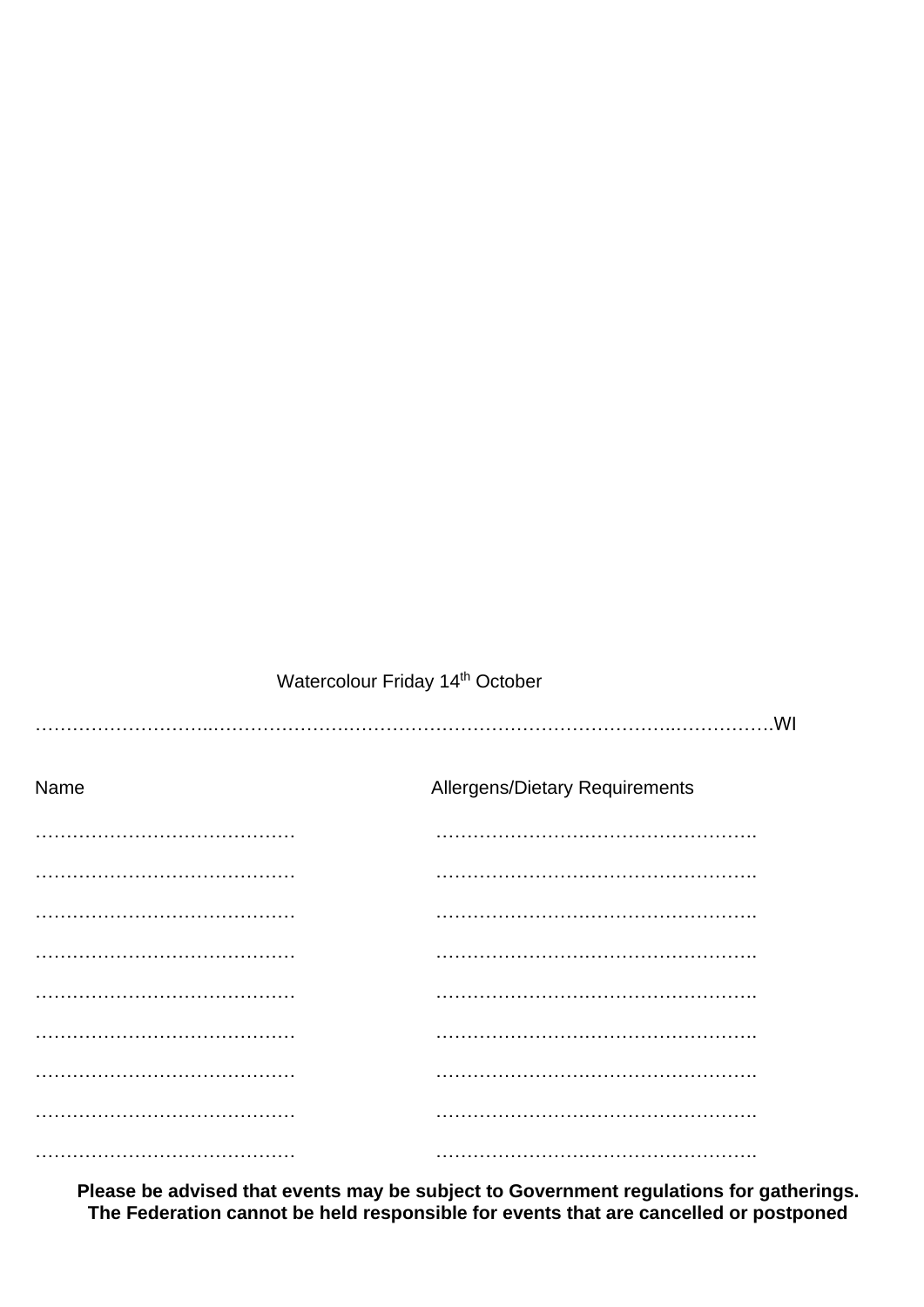Watercolour Friday 14th October

………………………..…………………..……………….……………………………..…………….WI

| Name | Allergens/Dietary Requirements |
| --- | --- |
| …………………………………… | ……………………………………………. |
| …………………………………… | ……………………………………………. |
| …………………………………… | ……………………………………………. |
| …………………………………… | ……………………………………………. |
| …………………………………… | ……………………………………………. |
| …………………………………… | ……………………………………………. |
| …………………………………… | ……………………………………………. |
| …………………………………… | ……………………………………………. |
| …………………………………… | ……………………………………………. |

**Please be advised that events may be subject to Government regulations for gatherings. The Federation cannot be held responsible for events that are cancelled or postponed**